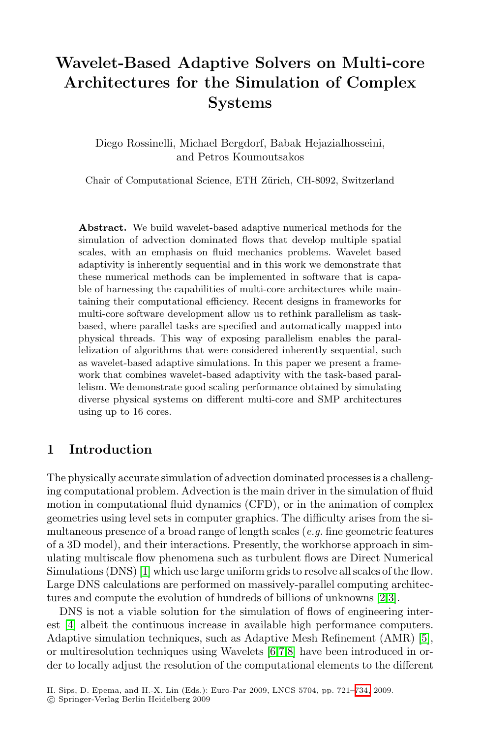# Wavelet-Based Adaptive Solvers on Multi-core Architectures for the Simulation of Complex Systems

Diego Rossinelli, Michael Bergdorf, Babak Hejazialhosseini, and Petros Koumoutsakos

Chair of Computational Science, ETH Zürich, CH-8092, Switzerland

**Abstract.** We build wavelet-based adaptive numerical methods for the simulation of advection dominated flows that develop multiple spatial scales, with an emphasis on fluid mechanics problems. Wavelet based adaptivity is inherently sequential and in this work we demonstrate that these numerical methods can be implemented in software that is capable of harnessing the capabilities of multi-core architectures while maintaining their computational efficiency. Recent designs in frameworks for multi-core software development allow us to rethink parallelism as task-based, where parallel tasks are specified and automatically mapped into physical threads. This way of exposing parallelism enables the parallelization of algorithms that were considered inherently sequential, such as wavelet-based adaptive simulations. In this paper we present a framework that combines wavelet-based adaptivity with the task-based parallelism. We demonstrate good scaling performance obtained by simulating diverse physical systems on different multi-core and SMP architectures using up to 16 cores.

## 1 Introduction

The physically accurate simulation of advection dominated processes is a challenging computational problem. Advection is the main driver in the simulation of fluid motion in computational fluid dynamics (CFD), or in the animation of complex geometries using level sets in computer graphics. The difficulty arises from the simultaneous presence of a broad range of length scales (*e.g.* fine geometric features of a 3D model), and their interactions. Presently, the workhorse approach in simulating multiscale flow phenomena such as turbulent flows are Direct Numerical Simulations (DNS) [1] which use large uniform grids to resolve all scales of the flow. Large DNS calculations are performed on massively-parallel computing architectures and compute the evolution of hundreds of billions of unknowns [2,3].

DNS is not a viable solution for the simulation of flows of engineering interest [4] albeit the continuous increase in available high performance computers. Adaptive simulation techniques, such as Adaptive Mesh Refinement (AMR) [5], or multiresolution techniques using Wavelets [6,7,8] have been introduced in order to locally adjust the resolution of the computational elements to the different

H. Sips, D. Epema, and H.-X. Lin (Eds.): Euro-Par 2009, LNCS 5704, pp. 721–734, 2009.
© Springer-Verlag Berlin Heidelberg 2009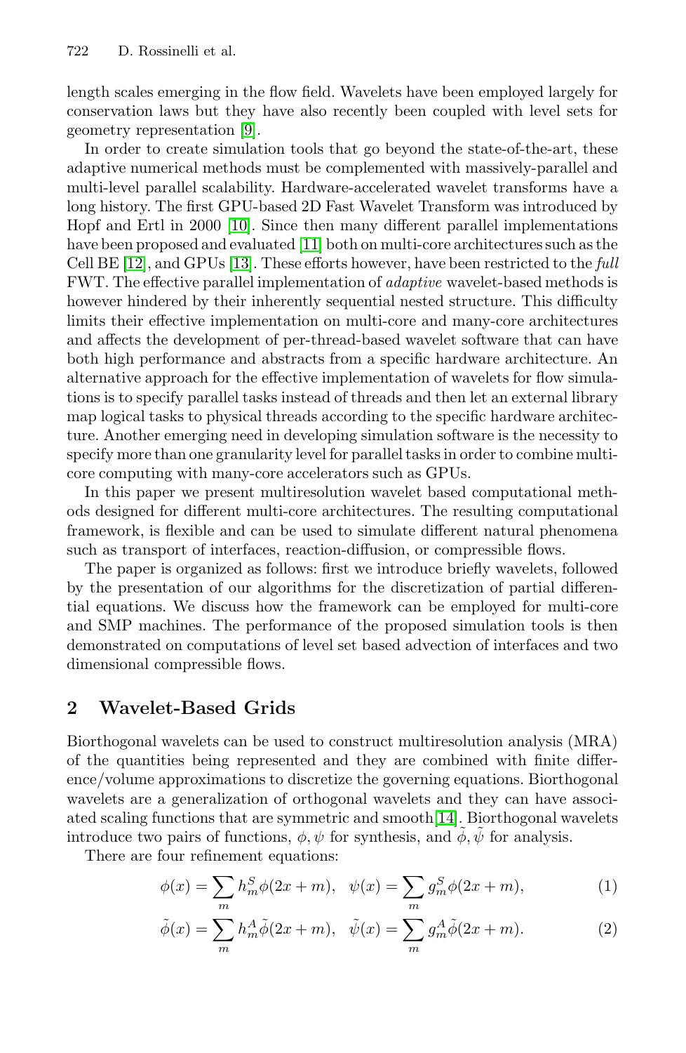length scales emerging in the flow field. Wavelets have been employed largely for conservation laws but they have also recently been coupled with level sets for geometry representation [9].

In order to create simulation tools that go beyond the state-of-the-art, these adaptive numerical methods must be complemented with massively-parallel and multi-level parallel scalability. Hardware-accelerated wavelet transforms have a long history. The first GPU-based 2D Fast Wavelet Transform was introduced by Hopf and Ertl in 2000 [10]. Since then many different parallel implementations have been proposed and evaluated [11] both on multi-core architectures such as the Cell BE [12], and GPUs [13]. These efforts however, have been restricted to the *full* FWT. The effective parallel implementation of *adaptive* wavelet-based methods is however hindered by their inherently sequential nested structure. This difficulty limits their effective implementation on multi-core and many-core architectures and affects the development of per-thread-based wavelet software that can have both high performance and abstracts from a specific hardware architecture. An alternative approach for the effective implementation of wavelets for flow simulations is to specify parallel tasks instead of threads and then let an external library map logical tasks to physical threads according to the specific hardware architecture. Another emerging need in developing simulation software is the necessity to specify more than one granularity level for parallel tasks in order to combine multi-core computing with many-core accelerators such as GPUs.

In this paper we present multiresolution wavelet based computational methods designed for different multi-core architectures. The resulting computational framework, is flexible and can be used to simulate different natural phenomena such as transport of interfaces, reaction-diffusion, or compressible flows.

The paper is organized as follows: first we introduce briefly wavelets, followed by the presentation of our algorithms for the discretization of partial differential equations. We discuss how the framework can be employed for multi-core and SMP machines. The performance of the proposed simulation tools is then demonstrated on computations of level set based advection of interfaces and two dimensional compressible flows.

## 2 Wavelet-Based Grids

Biorthogonal wavelets can be used to construct multiresolution analysis (MRA) of the quantities being represented and they are combined with finite difference/volume approximations to discretize the governing equations. Biorthogonal wavelets are a generalization of orthogonal wavelets and they can have associated scaling functions that are symmetric and smooth[14]. Biorthogonal wavelets introduce two pairs of functions, $\phi, \psi$ for synthesis, and $\tilde{\phi}, \tilde{\psi}$ for analysis.

There are four refinement equations:

$$\phi(x) = \sum_m h_m^S \phi(2x+m), \quad \psi(x) = \sum_m g_m^S \phi(2x+m), \tag{1}$$

$$\tilde{\phi}(x) = \sum_m h_m^A \tilde{\phi}(2x+m), \quad \tilde{\psi}(x) = \sum_m g_m^A \tilde{\phi}(2x+m). \tag{2}$$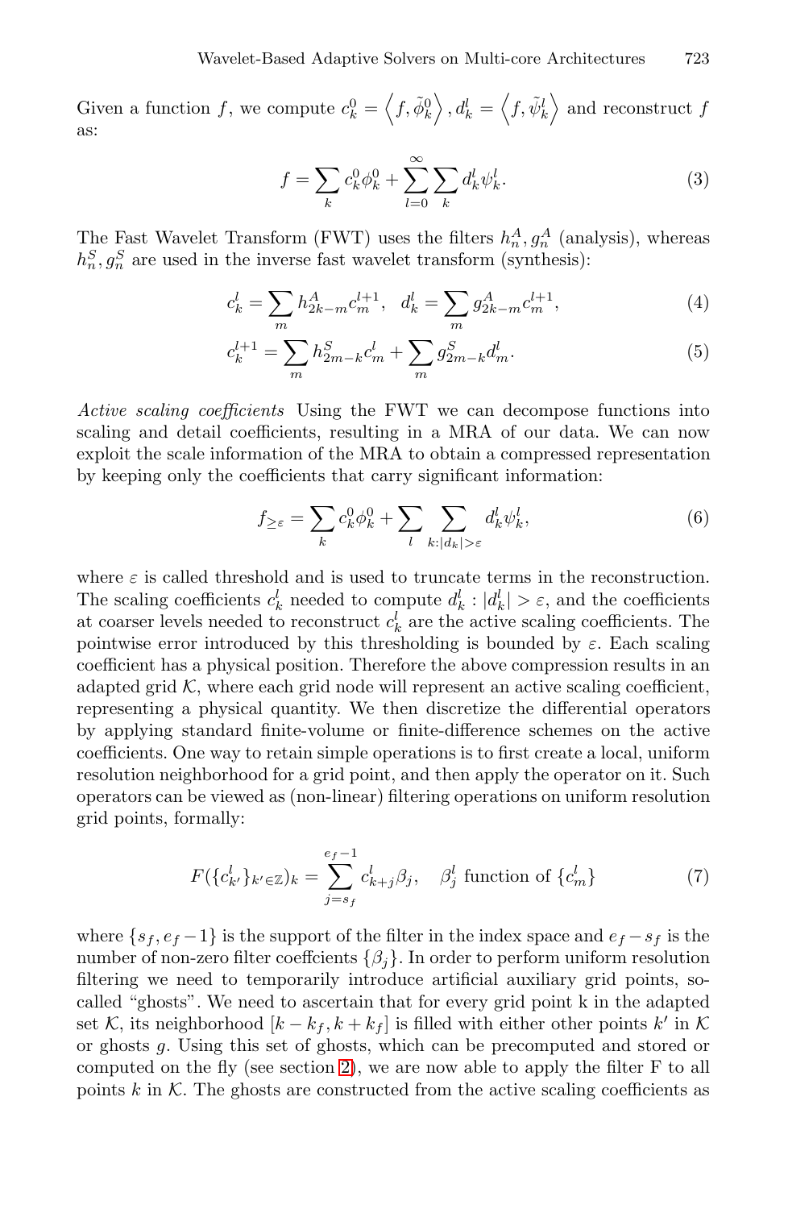Given a function $f$, we compute $c_k^0 = \left\langle f, \tilde{\phi}_k^0 \right\rangle, d_k^l = \left\langle f, \tilde{\psi}_k^l \right\rangle$ and reconstruct $f$ as:

$$f = \sum_k c_k^0 \phi_k^0 + \sum_{l=0}^{\infty} \sum_k d_k^l \psi_k^l. \tag{3}$$

The Fast Wavelet Transform (FWT) uses the filters $h_n^A, g_n^A$ (analysis), whereas $h_n^S, g_n^S$ are used in the inverse fast wavelet transform (synthesis):

$$c_k^l = \sum_m h_{2k-m}^A c_m^{l+1}, \quad d_k^l = \sum_m g_{2k-m}^A c_m^{l+1}, \tag{4}$$

$$c_k^{l+1} = \sum_m h_{2m-k}^S c_m^l + \sum_m g_{2m-k}^S d_m^l. \tag{5}$$

*Active scaling coefficients* Using the FWT we can decompose functions into scaling and detail coefficients, resulting in a MRA of our data. We can now exploit the scale information of the MRA to obtain a compressed representation by keeping only the coefficients that carry significant information:

$$f_{\geq \varepsilon} = \sum_k c_k^0 \phi_k^0 + \sum_l \sum_{k:|d_k|>\varepsilon} d_k^l \psi_k^l, \tag{6}$$

where $\varepsilon$ is called threshold and is used to truncate terms in the reconstruction. The scaling coefficients $c_k^l$ needed to compute $d_k^l : |d_k^l| > \varepsilon$, and the coefficients at coarser levels needed to reconstruct $c_k^l$ are the active scaling coefficients. The pointwise error introduced by this thresholding is bounded by $\varepsilon$. Each scaling coefficient has a physical position. Therefore the above compression results in an adapted grid $\mathcal{K}$, where each grid node will represent an active scaling coefficient, representing a physical quantity. We then discretize the differential operators by applying standard finite-volume or finite-difference schemes on the active coefficients. One way to retain simple operations is to first create a local, uniform resolution neighborhood for a grid point, and then apply the operator on it. Such operators can be viewed as (non-linear) filtering operations on uniform resolution grid points, formally:

$$F(\{c_{k'}^l\}_{k' \in \mathbb{Z}})_k = \sum_{j=s_f}^{e_f-1} c_{k+j}^l \beta_j, \quad \beta_j^l \text{ function of } \{c_m^l\} \tag{7}$$

where $\{s_f, e_f - 1\}$ is the support of the filter in the index space and $e_f - s_f$ is the number of non-zero filter coeffcients $\{\beta_j\}$. In order to perform uniform resolution filtering we need to temporarily introduce artificial auxiliary grid points, so-called "ghosts". We need to ascertain that for every grid point k in the adapted set $\mathcal{K}$, its neighborhood $[k - k_f, k + k_f]$ is filled with either other points $k'$ in $\mathcal{K}$ or ghosts $g$. Using this set of ghosts, which can be precomputed and stored or computed on the fly (see section 2), we are now able to apply the filter F to all points $k$ in $\mathcal{K}$. The ghosts are constructed from the active scaling coefficients as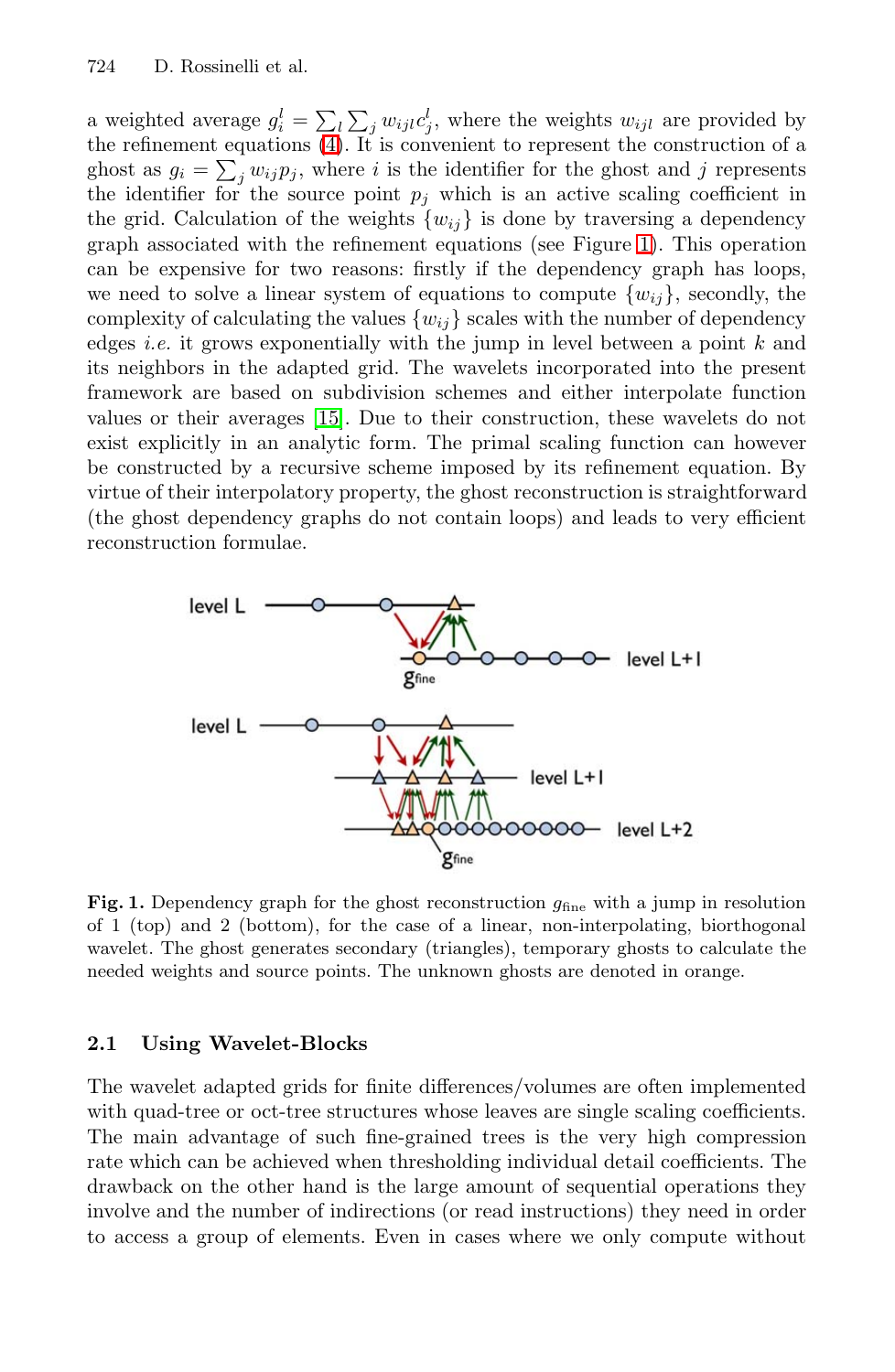a weighted average $g_i^l = \sum_l \sum_j w_{ijl} c_j^l$, where the weights $w_{ijl}$ are provided by the refinement equations (4). It is convenient to represent the construction of a ghost as $g_i = \sum_j w_{ij} p_j$, where $i$ is the identifier for the ghost and $j$ represents the identifier for the source point $p_j$ which is an active scaling coefficient in the grid. Calculation of the weights $\{w_{ij}\}$ is done by traversing a dependency graph associated with the refinement equations (see Figure 1). This operation can be expensive for two reasons: firstly if the dependency graph has loops, we need to solve a linear system of equations to compute $\{w_{ij}\}$, secondly, the complexity of calculating the values $\{w_{ij}\}$ scales with the number of dependency edges *i.e.* it grows exponentially with the jump in level between a point $k$ and its neighbors in the adapted grid. The wavelets incorporated into the present framework are based on subdivision schemes and either interpolate function values or their averages [15]. Due to their construction, these wavelets do not exist explicitly in an analytic form. The primal scaling function can however be constructed by a recursive scheme imposed by its refinement equation. By virtue of their interpolatory property, the ghost reconstruction is straightforward (the ghost dependency graphs do not contain loops) and leads to very efficient reconstruction formulae.

**Fig. 1.** Dependency graph for the ghost reconstruction $g_{\text{fine}}$ with a jump in resolution of 1 (top) and 2 (bottom), for the case of a linear, non-interpolating, biorthogonal wavelet. The ghost generates secondary (triangles), temporary ghosts to calculate the needed weights and source points. The unknown ghosts are denoted in orange.

### 2.1 Using Wavelet-Blocks

The wavelet adapted grids for finite differences/volumes are often implemented with quad-tree or oct-tree structures whose leaves are single scaling coefficients. The main advantage of such fine-grained trees is the very high compression rate which can be achieved when thresholding individual detail coefficients. The drawback on the other hand is the large amount of sequential operations they involve and the number of indirections (or read instructions) they need in order to access a group of elements. Even in cases where we only compute without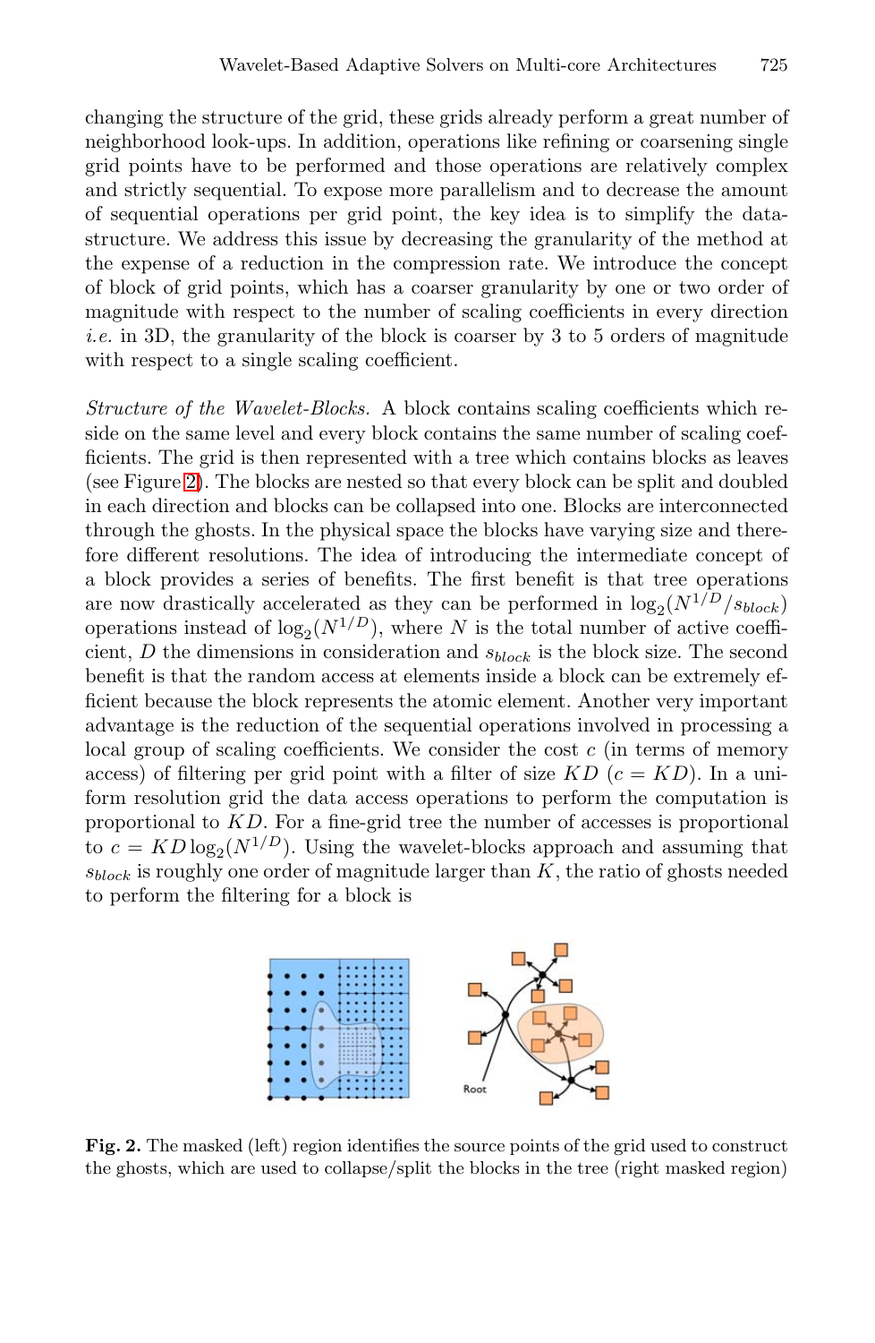changing the structure of the grid, these grids already perform a great number of neighborhood look-ups. In addition, operations like refining or coarsening single grid points have to be performed and those operations are relatively complex and strictly sequential. To expose more parallelism and to decrease the amount of sequential operations per grid point, the key idea is to simplify the data-structure. We address this issue by decreasing the granularity of the method at the expense of a reduction in the compression rate. We introduce the concept of block of grid points, which has a coarser granularity by one or two order of magnitude with respect to the number of scaling coefficients in every direction *i.e.* in 3D, the granularity of the block is coarser by 3 to 5 orders of magnitude with respect to a single scaling coefficient.

*Structure of the Wavelet-Blocks.* A block contains scaling coefficients which reside on the same level and every block contains the same number of scaling coefficients. The grid is then represented with a tree which contains blocks as leaves (see Figure 2). The blocks are nested so that every block can be split and doubled in each direction and blocks can be collapsed into one. Blocks are interconnected through the ghosts. In the physical space the blocks have varying size and therefore different resolutions. The idea of introducing the intermediate concept of a block provides a series of benefits. The first benefit is that tree operations are now drastically accelerated as they can be performed in $\log_2(N^{1/D}/s_{block})$ operations instead of $\log_2(N^{1/D})$, where $N$ is the total number of active coefficient, $D$ the dimensions in consideration and $s_{block}$ is the block size. The second benefit is that the random access at elements inside a block can be extremely efficient because the block represents the atomic element. Another very important advantage is the reduction of the sequential operations involved in processing a local group of scaling coefficients. We consider the cost $c$ (in terms of memory access) of filtering per grid point with a filter of size $KD$ ($c = KD$). In a uniform resolution grid the data access operations to perform the computation is proportional to $KD$. For a fine-grid tree the number of accesses is proportional to $c = KD\log_2(N^{1/D})$. Using the wavelet-blocks approach and assuming that $s_{block}$ is roughly one order of magnitude larger than $K$, the ratio of ghosts needed to perform the filtering for a block is

**Fig. 2.** The masked (left) region identifies the source points of the grid used to construct the ghosts, which are used to collapse/split the blocks in the tree (right masked region)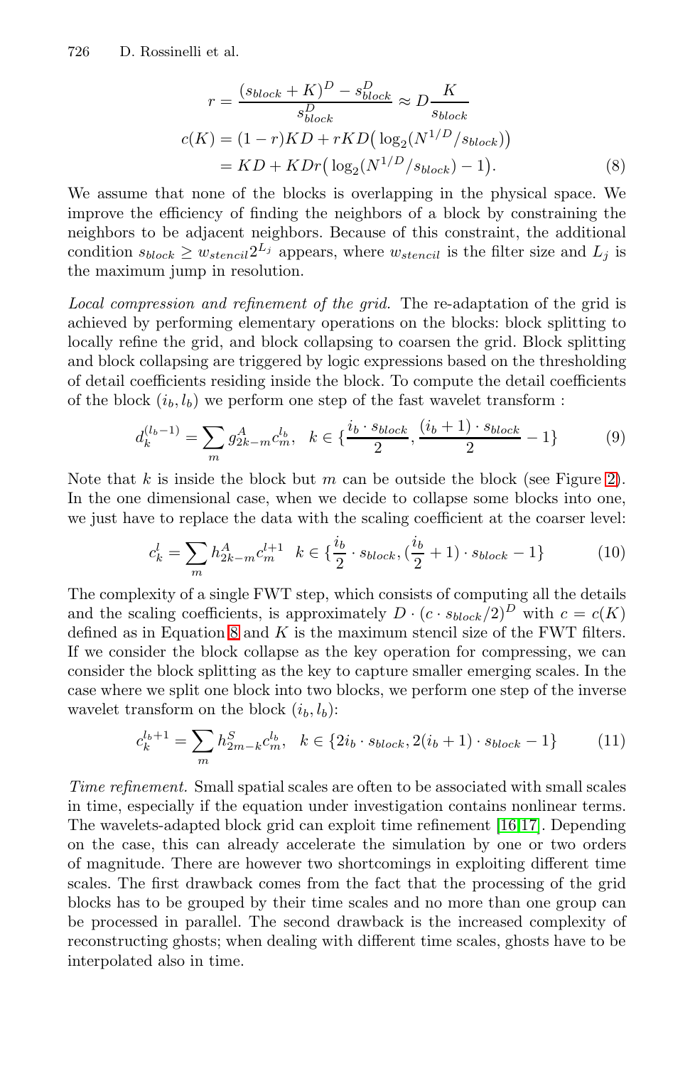$$
\begin{aligned}
r &= \frac{(s_{block} + K)^D - s_{block}^D}{s_{block}^D} \approx D \frac{K}{s_{block}} \\
c(K) &= (1 - r)KD + rKD\big(\log_2(N^{1/D}/s_{block})\big) \\
&= KD + KDr\big(\log_2(N^{1/D}/s_{block}) - 1\big).
\end{aligned} \tag{8}
$$

We assume that none of the blocks is overlapping in the physical space. We improve the efficiency of finding the neighbors of a block by constraining the neighbors to be adjacent neighbors. Because of this constraint, the additional condition $s_{block} \geq w_{stencil} 2^{L_j}$ appears, where $w_{stencil}$ is the filter size and $L_j$ is the maximum jump in resolution.

*Local compression and refinement of the grid.* The re-adaptation of the grid is achieved by performing elementary operations on the blocks: block splitting to locally refine the grid, and block collapsing to coarsen the grid. Block splitting and block collapsing are triggered by logic expressions based on the thresholding of detail coefficients residing inside the block. To compute the detail coefficients of the block $(i_b, l_b)$ we perform one step of the fast wavelet transform :

$$
d_k^{(l_b - 1)} = \sum_m g_{2k-m}^A c_m^{l_b}, \quad k \in \{\frac{i_b \cdot s_{block}}{2}, \frac{(i_b + 1) \cdot s_{block}}{2} - 1\} \tag{9}
$$

Note that $k$ is inside the block but $m$ can be outside the block (see Figure 2). In the one dimensional case, when we decide to collapse some blocks into one, we just have to replace the data with the scaling coefficient at the coarser level:

$$
c_k^l = \sum_m h_{2k-m}^A c_m^{l+1} \quad k \in \{\frac{i_b}{2} \cdot s_{block}, (\frac{i_b}{2} + 1) \cdot s_{block} - 1\} \tag{10}
$$

The complexity of a single FWT step, which consists of computing all the details and the scaling coefficients, is approximately $D \cdot (c \cdot s_{block}/2)^D$ with $c = c(K)$ defined as in Equation 8 and $K$ is the maximum stencil size of the FWT filters. If we consider the block collapse as the key operation for compressing, we can consider the block splitting as the key to capture smaller emerging scales. In the case where we split one block into two blocks, we perform one step of the inverse wavelet transform on the block $(i_b, l_b)$:

$$
c_k^{l_b+1} = \sum_m h_{2m-k}^S c_m^{l_b}, \quad k \in \{2 i_b \cdot s_{block}, 2(i_b + 1) \cdot s_{block} - 1\} \tag{11}
$$

*Time refinement.* Small spatial scales are often to be associated with small scales in time, especially if the equation under investigation contains nonlinear terms. The wavelets-adapted block grid can exploit time refinement [16,17]. Depending on the case, this can already accelerate the simulation by one or two orders of magnitude. There are however two shortcomings in exploiting different time scales. The first drawback comes from the fact that the processing of the grid blocks has to be grouped by their time scales and no more than one group can be processed in parallel. The second drawback is the increased complexity of reconstructing ghosts; when dealing with different time scales, ghosts have to be interpolated also in time.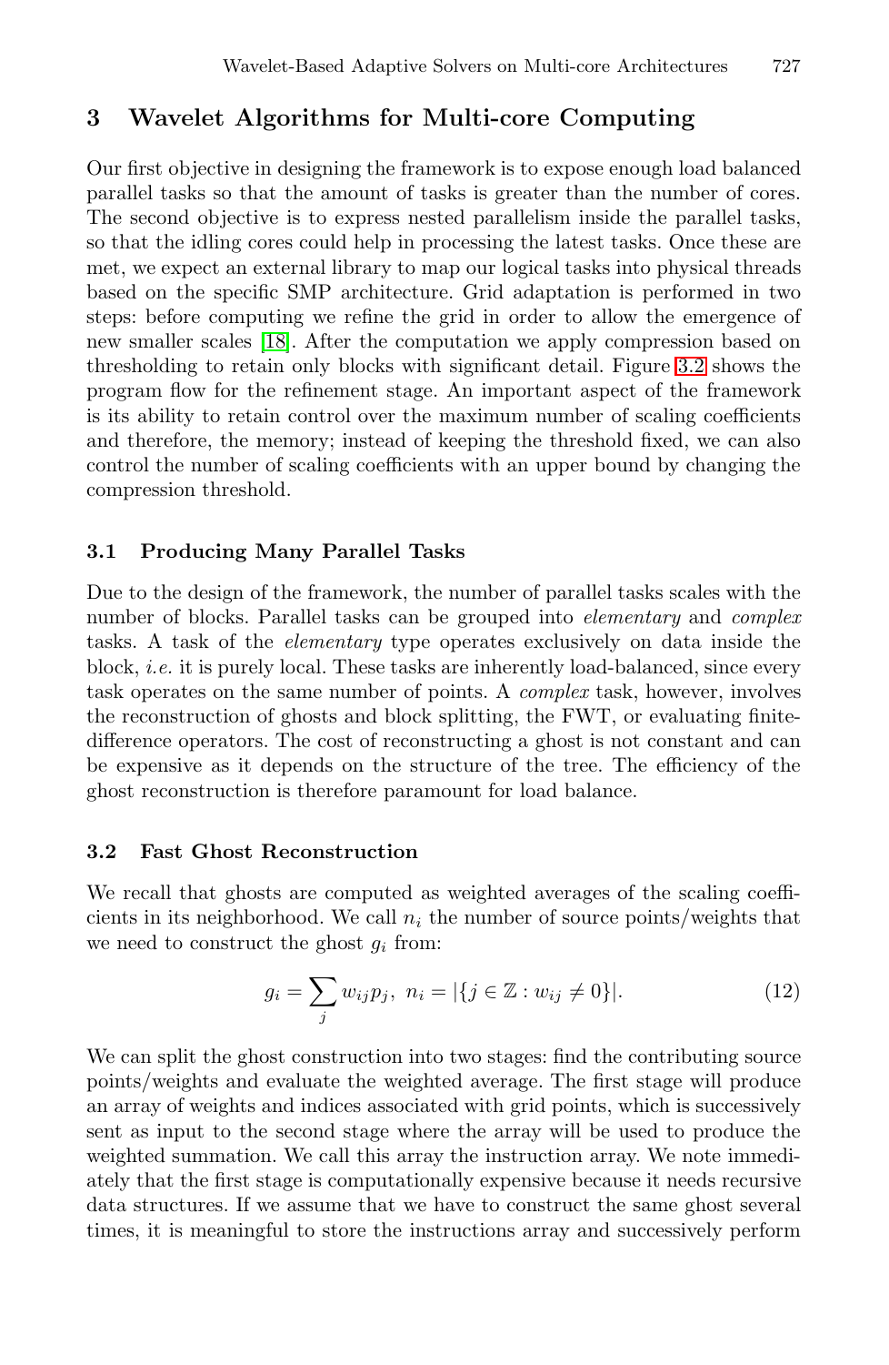## 3 Wavelet Algorithms for Multi-core Computing

Our first objective in designing the framework is to expose enough load balanced parallel tasks so that the amount of tasks is greater than the number of cores. The second objective is to express nested parallelism inside the parallel tasks, so that the idling cores could help in processing the latest tasks. Once these are met, we expect an external library to map our logical tasks into physical threads based on the specific SMP architecture. Grid adaptation is performed in two steps: before computing we refine the grid in order to allow the emergence of new smaller scales [18]. After the computation we apply compression based on thresholding to retain only blocks with significant detail. Figure 3.2 shows the program flow for the refinement stage. An important aspect of the framework is its ability to retain control over the maximum number of scaling coefficients and therefore, the memory; instead of keeping the threshold fixed, we can also control the number of scaling coefficients with an upper bound by changing the compression threshold.

### 3.1 Producing Many Parallel Tasks

Due to the design of the framework, the number of parallel tasks scales with the number of blocks. Parallel tasks can be grouped into *elementary* and *complex* tasks. A task of the *elementary* type operates exclusively on data inside the block, *i.e.* it is purely local. These tasks are inherently load-balanced, since every task operates on the same number of points. A *complex* task, however, involves the reconstruction of ghosts and block splitting, the FWT, or evaluating finite-difference operators. The cost of reconstructing a ghost is not constant and can be expensive as it depends on the structure of the tree. The efficiency of the ghost reconstruction is therefore paramount for load balance.

### 3.2 Fast Ghost Reconstruction

We recall that ghosts are computed as weighted averages of the scaling coefficients in its neighborhood. We call $n_i$ the number of source points/weights that we need to construct the ghost $g_i$ from:

$$g_i = \sum_j w_{ij} p_j, \;\; n_i = |\{j \in \mathbb{Z} : w_{ij} \neq 0\}|. \tag{12}$$

We can split the ghost construction into two stages: find the contributing source points/weights and evaluate the weighted average. The first stage will produce an array of weights and indices associated with grid points, which is successively sent as input to the second stage where the array will be used to produce the weighted summation. We call this array the instruction array. We note immediately that the first stage is computationally expensive because it needs recursive data structures. If we assume that we have to construct the same ghost several times, it is meaningful to store the instructions array and successively perform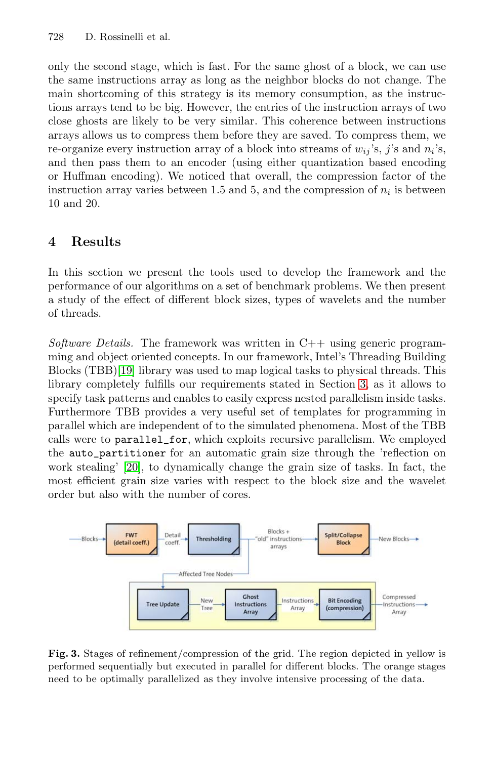only the second stage, which is fast. For the same ghost of a block, we can use the same instructions array as long as the neighbor blocks do not change. The main shortcoming of this strategy is its memory consumption, as the instructions arrays tend to be big. However, the entries of the instruction arrays of two close ghosts are likely to be very similar. This coherence between instructions arrays allows us to compress them before they are saved. To compress them, we re-organize every instruction array of a block into streams of $w_{ij}$'s, $j$'s and $n_i$'s, and then pass them to an encoder (using either quantization based encoding or Huffman encoding). We noticed that overall, the compression factor of the instruction array varies between 1.5 and 5, and the compression of $n_i$ is between 10 and 20.

## 4 Results

In this section we present the tools used to develop the framework and the performance of our algorithms on a set of benchmark problems. We then present a study of the effect of different block sizes, types of wavelets and the number of threads.

*Software Details.* The framework was written in C++ using generic programming and object oriented concepts. In our framework, Intel's Threading Building Blocks (TBB)[19] library was used to map logical tasks to physical threads. This library completely fulfills our requirements stated in Section 3, as it allows to specify task patterns and enables to easily express nested parallelism inside tasks. Furthermore TBB provides a very useful set of templates for programming in parallel which are independent of to the simulated phenomena. Most of the TBB calls were to `parallel_for`, which exploits recursive parallelism. We employed the `auto_partitioner` for an automatic grain size through the 'reflection on work stealing' [20], to dynamically change the grain size of tasks. In fact, the most efficient grain size varies with respect to the block size and the wavelet order but also with the number of cores.

**Fig. 3.** Stages of refinement/compression of the grid. The region depicted in yellow is performed sequentially but executed in parallel for different blocks. The orange stages need to be optimally parallelized as they involve intensive processing of the data.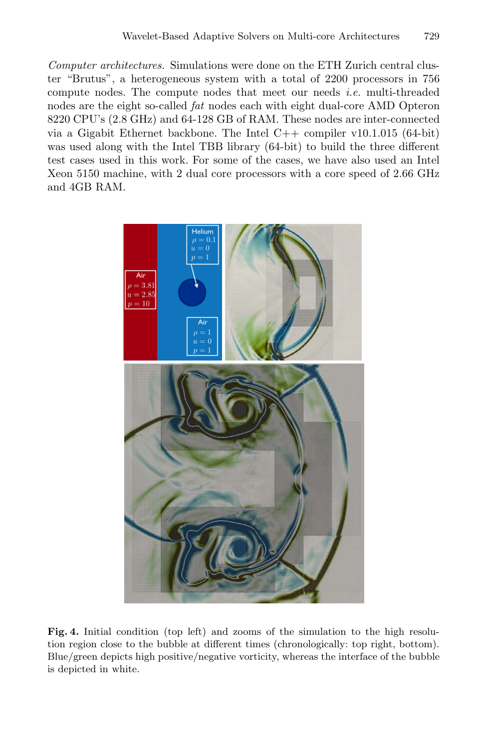*Computer architectures.* Simulations were done on the ETH Zurich central cluster "Brutus", a heterogeneous system with a total of 2200 processors in 756 compute nodes. The compute nodes that meet our needs *i.e.* multi-threaded nodes are the eight so-called *fat* nodes each with eight dual-core AMD Opteron 8220 CPU's (2.8 GHz) and 64-128 GB of RAM. These nodes are inter-connected via a Gigabit Ethernet backbone. The Intel C++ compiler v10.1.015 (64-bit) was used along with the Intel TBB library (64-bit) to build the three different test cases used in this work. For some of the cases, we have also used an Intel Xeon 5150 machine, with 2 dual core processors with a core speed of 2.66 GHz and 4GB RAM.

**Fig. 4.** Initial condition (top left) and zooms of the simulation to the high resolution region close to the bubble at different times (chronologically: top right, bottom). Blue/green depicts high positive/negative vorticity, whereas the interface of the bubble is depicted in white.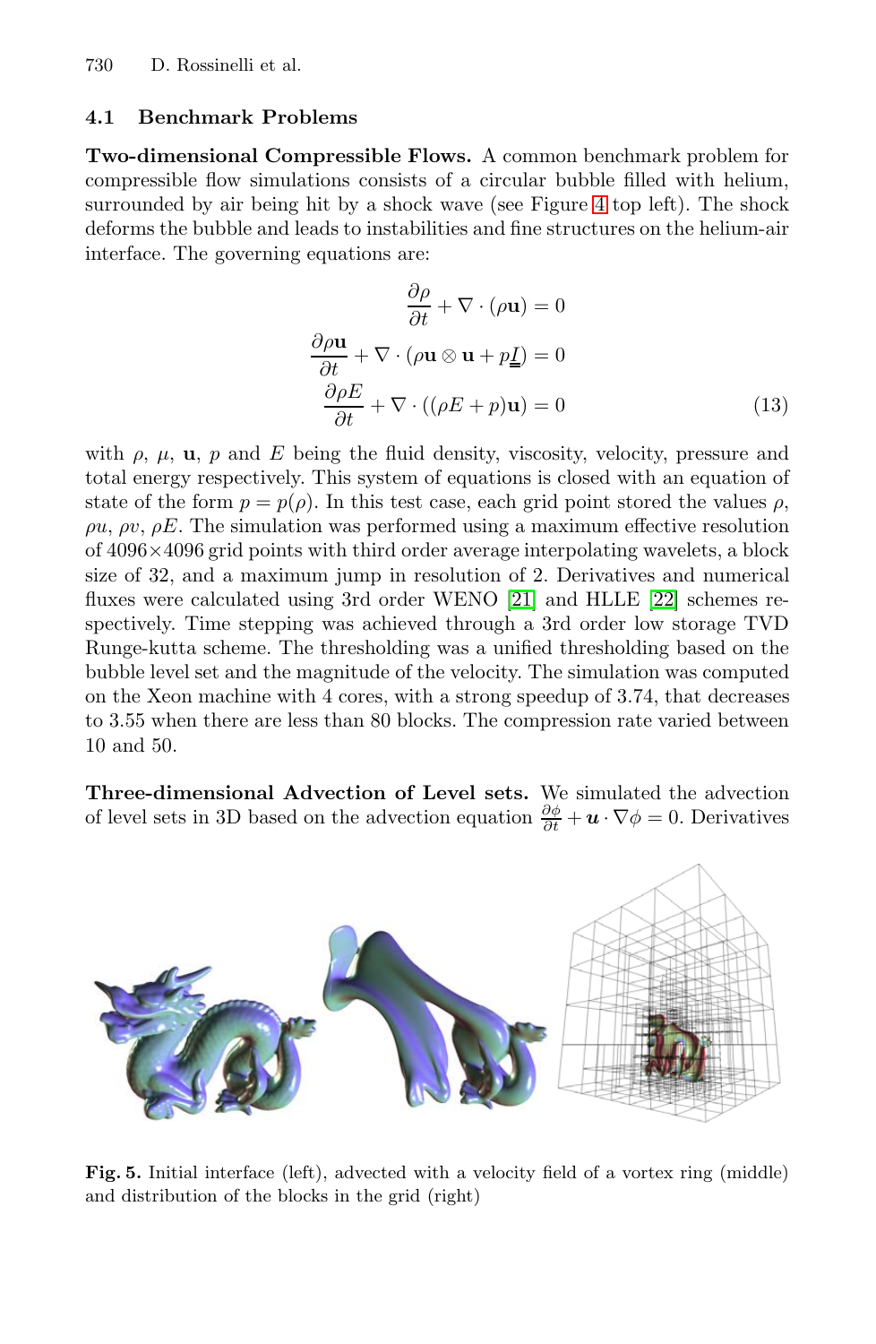### 4.1 Benchmark Problems

**Two-dimensional Compressible Flows.** A common benchmark problem for compressible flow simulations consists of a circular bubble filled with helium, surrounded by air being hit by a shock wave (see Figure 4 top left). The shock deforms the bubble and leads to instabilities and fine structures on the helium-air interface. The governing equations are:

$$
\begin{aligned}
\frac{\partial \rho}{\partial t} + \nabla \cdot (\rho \mathbf{u}) &= 0 \\
\frac{\partial \rho \mathbf{u}}{\partial t} + \nabla \cdot (\rho \mathbf{u} \otimes \mathbf{u} + p\underline{\underline{I}}) &= 0 \\
\frac{\partial \rho E}{\partial t} + \nabla \cdot ((\rho E + p)\mathbf{u}) &= 0
\end{aligned} \tag{13}
$$

with $\rho$, $\mu$, $\mathbf{u}$, $p$ and $E$ being the fluid density, viscosity, velocity, pressure and total energy respectively. This system of equations is closed with an equation of state of the form $p = p(\rho)$. In this test case, each grid point stored the values $\rho$, $\rho u$, $\rho v$, $\rho E$. The simulation was performed using a maximum effective resolution of $4096 \times 4096$ grid points with third order average interpolating wavelets, a block size of 32, and a maximum jump in resolution of 2. Derivatives and numerical fluxes were calculated using 3rd order WENO [21] and HLLE [22] schemes respectively. Time stepping was achieved through a 3rd order low storage TVD Runge-kutta scheme. The thresholding was a unified thresholding based on the bubble level set and the magnitude of the velocity. The simulation was computed on the Xeon machine with 4 cores, with a strong speedup of 3.74, that decreases to 3.55 when there are less than 80 blocks. The compression rate varied between 10 and 50.

**Three-dimensional Advection of Level sets.** We simulated the advection of level sets in 3D based on the advection equation $\frac{\partial \phi}{\partial t} + \boldsymbol{u} \cdot \nabla \phi = 0$. Derivatives

**Fig. 5.** Initial interface (left), advected with a velocity field of a vortex ring (middle) and distribution of the blocks in the grid (right)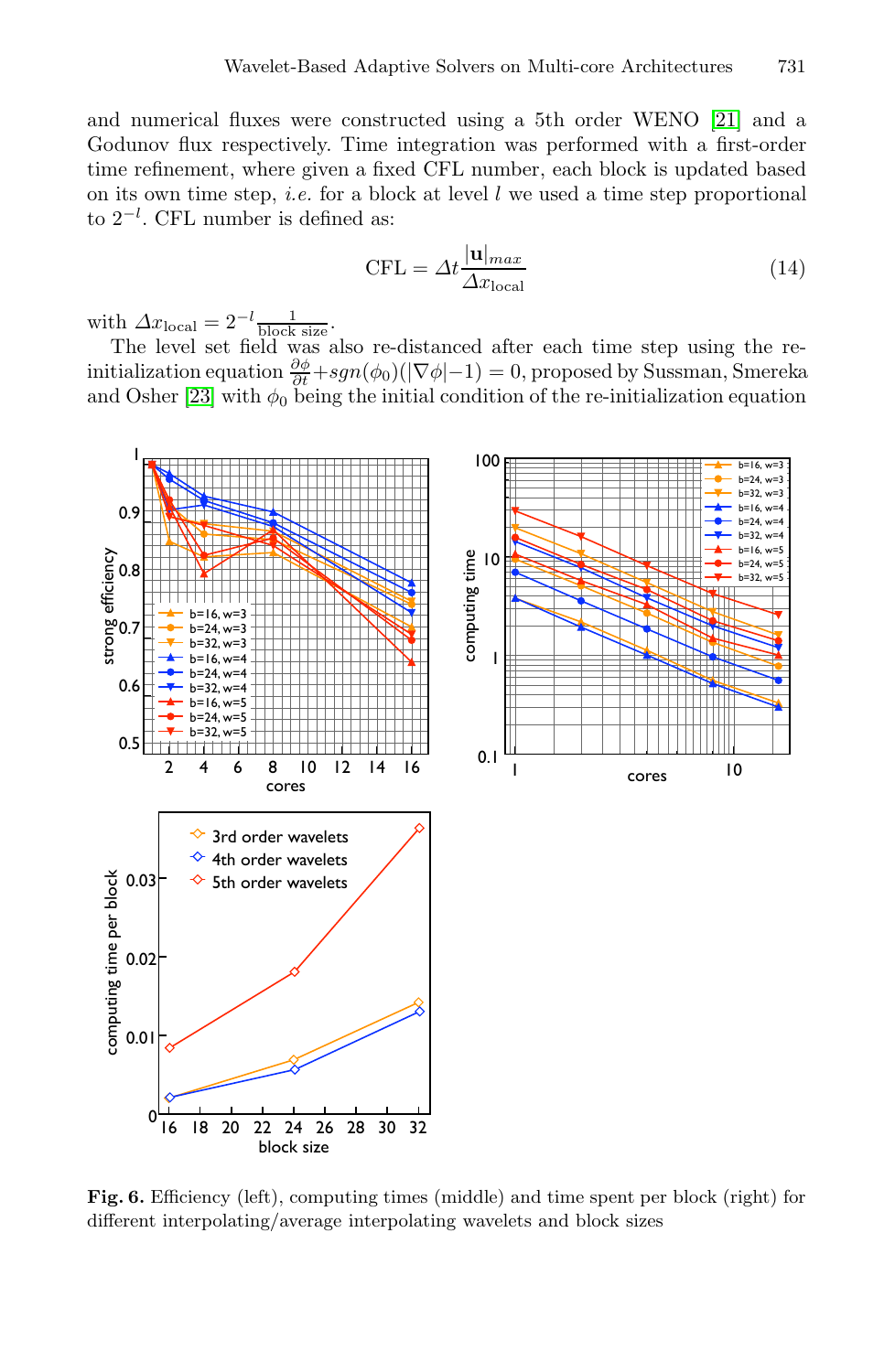and numerical fluxes were constructed using a 5th order WENO [21] and a Godunov flux respectively. Time integration was performed with a first-order time refinement, where given a fixed CFL number, each block is updated based on its own time step, *i.e.* for a block at level $l$ we used a time step proportional to $2^{-l}$. CFL number is defined as:

$$\text{CFL} = \Delta t \frac{|\mathbf{u}|_{max}}{\Delta x_{\text{local}}} \tag{14}$$

with $\Delta x_{\text{local}} = 2^{-l} \frac{1}{\text{block size}}$.

The level set field was also re-distanced after each time step using the re-initialization equation $\frac{\partial \phi}{\partial t} + sgn(\phi_0)(|\nabla\phi| - 1) = 0$, proposed by Sussman, Smereka and Osher [23] with $\phi_0$ being the initial condition of the re-initialization equation

**Fig. 6.** Efficiency (left), computing times (middle) and time spent per block (right) for different interpolating/average interpolating wavelets and block sizes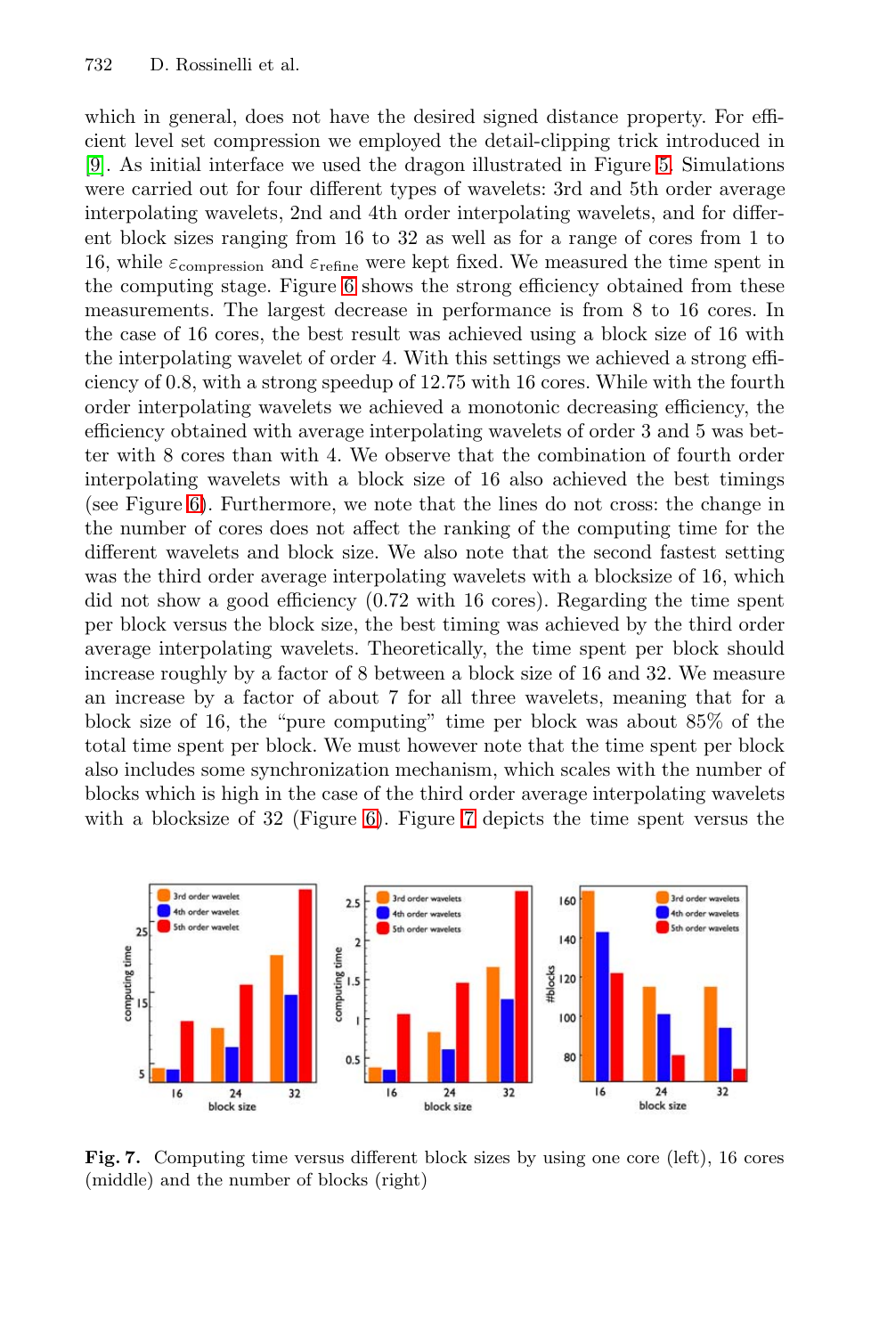which in general, does not have the desired signed distance property. For efficient level set compression we employed the detail-clipping trick introduced in [9]. As initial interface we used the dragon illustrated in Figure 5. Simulations were carried out for four different types of wavelets: 3rd and 5th order average interpolating wavelets, 2nd and 4th order interpolating wavelets, and for different block sizes ranging from 16 to 32 as well as for a range of cores from 1 to 16, while $\varepsilon_{\text{compression}}$ and $\varepsilon_{\text{refine}}$ were kept fixed. We measured the time spent in the computing stage. Figure 6 shows the strong efficiency obtained from these measurements. The largest decrease in performance is from 8 to 16 cores. In the case of 16 cores, the best result was achieved using a block size of 16 with the interpolating wavelet of order 4. With this settings we achieved a strong efficiency of 0.8, with a strong speedup of 12.75 with 16 cores. While with the fourth order interpolating wavelets we achieved a monotonic decreasing efficiency, the efficiency obtained with average interpolating wavelets of order 3 and 5 was better with 8 cores than with 4. We observe that the combination of fourth order interpolating wavelets with a block size of 16 also achieved the best timings (see Figure 6). Furthermore, we note that the lines do not cross: the change in the number of cores does not affect the ranking of the computing time for the different wavelets and block size. We also note that the second fastest setting was the third order average interpolating wavelets with a blocksize of 16, which did not show a good efficiency (0.72 with 16 cores). Regarding the time spent per block versus the block size, the best timing was achieved by the third order average interpolating wavelets. Theoretically, the time spent per block should increase roughly by a factor of 8 between a block size of 16 and 32. We measure an increase by a factor of about 7 for all three wavelets, meaning that for a block size of 16, the "pure computing" time per block was about 85% of the total time spent per block. We must however note that the time spent per block also includes some synchronization mechanism, which scales with the number of blocks which is high in the case of the third order average interpolating wavelets with a blocksize of 32 (Figure 6). Figure 7 depicts the time spent versus the

**Fig. 7.** Computing time versus different block sizes by using one core (left), 16 cores (middle) and the number of blocks (right)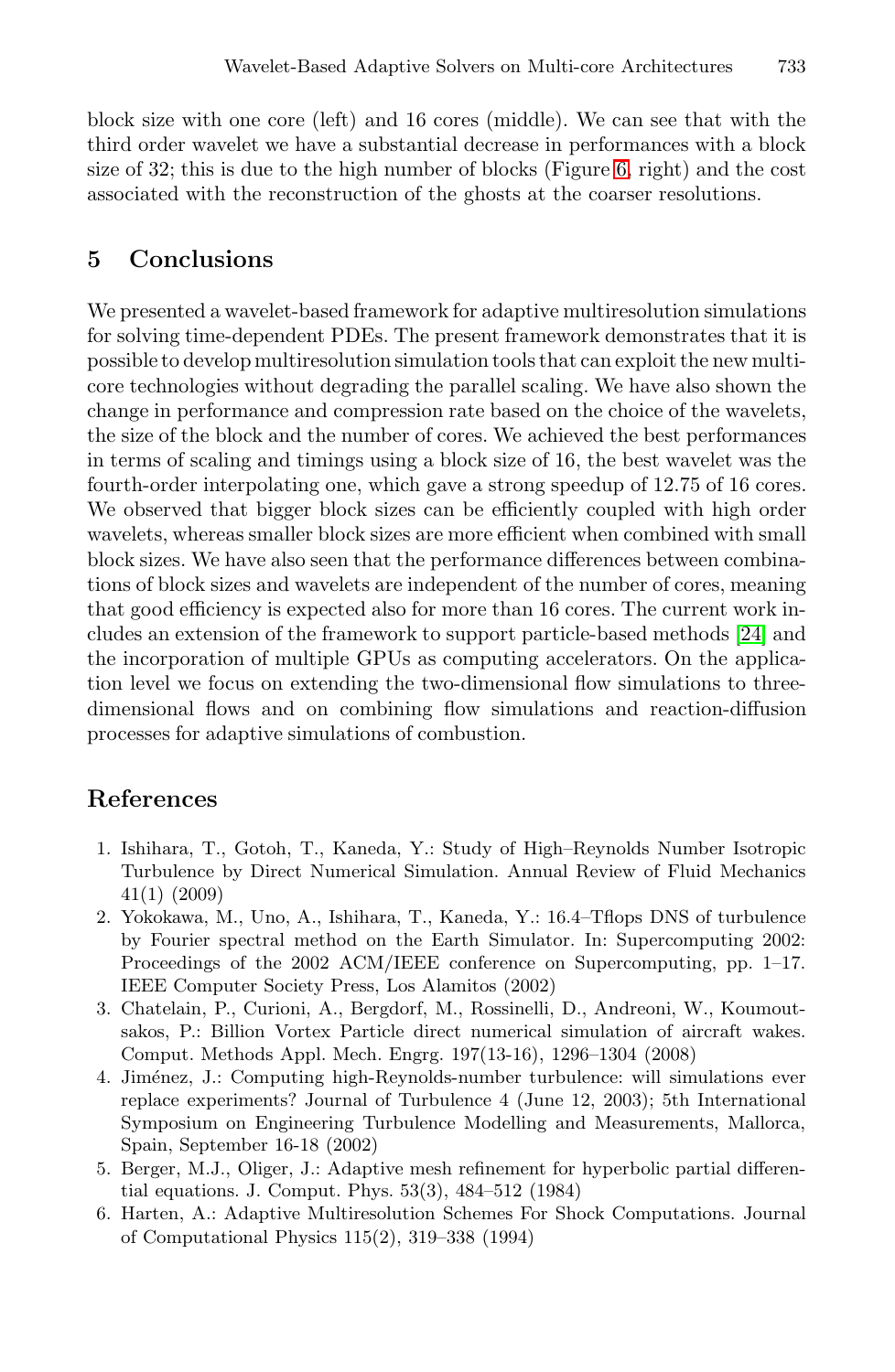block size with one core (left) and 16 cores (middle). We can see that with the third order wavelet we have a substantial decrease in performances with a block size of 32; this is due to the high number of blocks (Figure 6, right) and the cost associated with the reconstruction of the ghosts at the coarser resolutions.

## 5 Conclusions

We presented a wavelet-based framework for adaptive multiresolution simulations for solving time-dependent PDEs. The present framework demonstrates that it is possible to develop multiresolution simulation tools that can exploit the new multicore technologies without degrading the parallel scaling. We have also shown the change in performance and compression rate based on the choice of the wavelets, the size of the block and the number of cores. We achieved the best performances in terms of scaling and timings using a block size of 16, the best wavelet was the fourth-order interpolating one, which gave a strong speedup of 12.75 of 16 cores. We observed that bigger block sizes can be efficiently coupled with high order wavelets, whereas smaller block sizes are more efficient when combined with small block sizes. We have also seen that the performance differences between combinations of block sizes and wavelets are independent of the number of cores, meaning that good efficiency is expected also for more than 16 cores. The current work includes an extension of the framework to support particle-based methods [24] and the incorporation of multiple GPUs as computing accelerators. On the application level we focus on extending the two-dimensional flow simulations to three-dimensional flows and on combining flow simulations and reaction-diffusion processes for adaptive simulations of combustion.

## References

1. Ishihara, T., Gotoh, T., Kaneda, Y.: Study of High–Reynolds Number Isotropic Turbulence by Direct Numerical Simulation. Annual Review of Fluid Mechanics 41(1) (2009)
2. Yokokawa, M., Uno, A., Ishihara, T., Kaneda, Y.: 16.4–Tflops DNS of turbulence by Fourier spectral method on the Earth Simulator. In: Supercomputing 2002: Proceedings of the 2002 ACM/IEEE conference on Supercomputing, pp. 1–17. IEEE Computer Society Press, Los Alamitos (2002)
3. Chatelain, P., Curioni, A., Bergdorf, M., Rossinelli, D., Andreoni, W., Koumoutsakos, P.: Billion Vortex Particle direct numerical simulation of aircraft wakes. Comput. Methods Appl. Mech. Engrg. 197(13-16), 1296–1304 (2008)
4. Jiménez, J.: Computing high-Reynolds-number turbulence: will simulations ever replace experiments? Journal of Turbulence 4 (June 12, 2003); 5th International Symposium on Engineering Turbulence Modelling and Measurements, Mallorca, Spain, September 16-18 (2002)
5. Berger, M.J., Oliger, J.: Adaptive mesh refinement for hyperbolic partial differential equations. J. Comput. Phys. 53(3), 484–512 (1984)
6. Harten, A.: Adaptive Multiresolution Schemes For Shock Computations. Journal of Computational Physics 115(2), 319–338 (1994)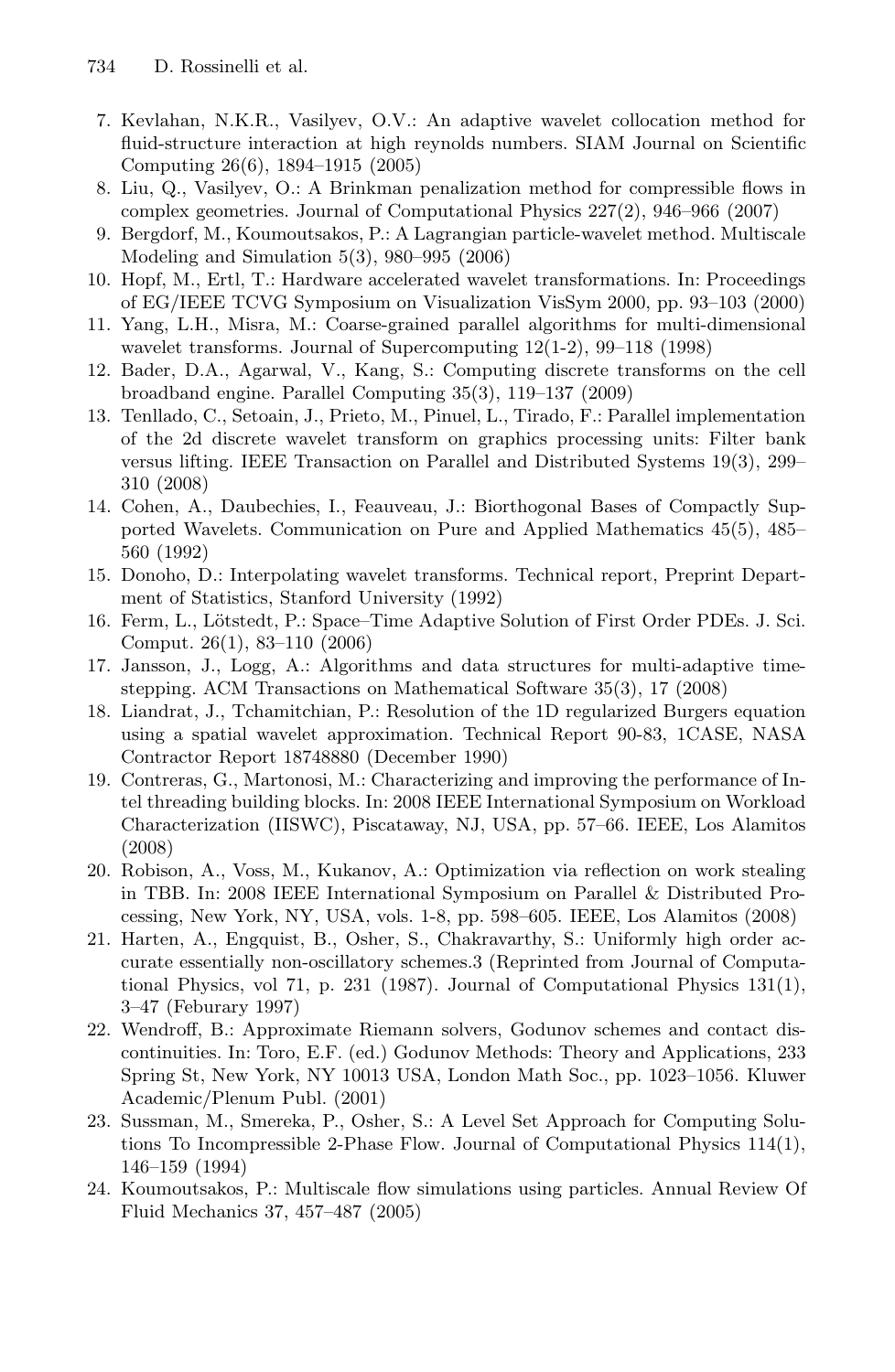7. Kevlahan, N.K.R., Vasilyev, O.V.: An adaptive wavelet collocation method for fluid-structure interaction at high reynolds numbers. SIAM Journal on Scientific Computing 26(6), 1894–1915 (2005)
8. Liu, Q., Vasilyev, O.: A Brinkman penalization method for compressible flows in complex geometries. Journal of Computational Physics 227(2), 946–966 (2007)
9. Bergdorf, M., Koumoutsakos, P.: A Lagrangian particle-wavelet method. Multiscale Modeling and Simulation 5(3), 980–995 (2006)
10. Hopf, M., Ertl, T.: Hardware accelerated wavelet transformations. In: Proceedings of EG/IEEE TCVG Symposium on Visualization VisSym 2000, pp. 93–103 (2000)
11. Yang, L.H., Misra, M.: Coarse-grained parallel algorithms for multi-dimensional wavelet transforms. Journal of Supercomputing 12(1-2), 99–118 (1998)
12. Bader, D.A., Agarwal, V., Kang, S.: Computing discrete transforms on the cell broadband engine. Parallel Computing 35(3), 119–137 (2009)
13. Tenllado, C., Setoain, J., Prieto, M., Pinuel, L., Tirado, F.: Parallel implementation of the 2d discrete wavelet transform on graphics processing units: Filter bank versus lifting. IEEE Transaction on Parallel and Distributed Systems 19(3), 299–310 (2008)
14. Cohen, A., Daubechies, I., Feauveau, J.: Biorthogonal Bases of Compactly Supported Wavelets. Communication on Pure and Applied Mathematics 45(5), 485–560 (1992)
15. Donoho, D.: Interpolating wavelet transforms. Technical report, Preprint Department of Statistics, Stanford University (1992)
16. Ferm, L., Lötstedt, P.: Space–Time Adaptive Solution of First Order PDEs. J. Sci. Comput. 26(1), 83–110 (2006)
17. Jansson, J., Logg, A.: Algorithms and data structures for multi-adaptive time-stepping. ACM Transactions on Mathematical Software 35(3), 17 (2008)
18. Liandrat, J., Tchamitchian, P.: Resolution of the 1D regularized Burgers equation using a spatial wavelet approximation. Technical Report 90-83, 1CASE, NASA Contractor Report 18748880 (December 1990)
19. Contreras, G., Martonosi, M.: Characterizing and improving the performance of Intel threading building blocks. In: 2008 IEEE International Symposium on Workload Characterization (IISWC), Piscataway, NJ, USA, pp. 57–66. IEEE, Los Alamitos (2008)
20. Robison, A., Voss, M., Kukanov, A.: Optimization via reflection on work stealing in TBB. In: 2008 IEEE International Symposium on Parallel & Distributed Processing, New York, NY, USA, vols. 1-8, pp. 598–605. IEEE, Los Alamitos (2008)
21. Harten, A., Engquist, B., Osher, S., Chakravarthy, S.: Uniformly high order accurate essentially non-oscillatory schemes.3 (Reprinted from Journal of Computational Physics, vol 71, p. 231 (1987). Journal of Computational Physics 131(1), 3–47 (Feburary 1997)
22. Wendroff, B.: Approximate Riemann solvers, Godunov schemes and contact discontinuities. In: Toro, E.F. (ed.) Godunov Methods: Theory and Applications, 233 Spring St, New York, NY 10013 USA, London Math Soc., pp. 1023–1056. Kluwer Academic/Plenum Publ. (2001)
23. Sussman, M., Smereka, P., Osher, S.: A Level Set Approach for Computing Solutions To Incompressible 2-Phase Flow. Journal of Computational Physics 114(1), 146–159 (1994)
24. Koumoutsakos, P.: Multiscale flow simulations using particles. Annual Review Of Fluid Mechanics 37, 457–487 (2005)